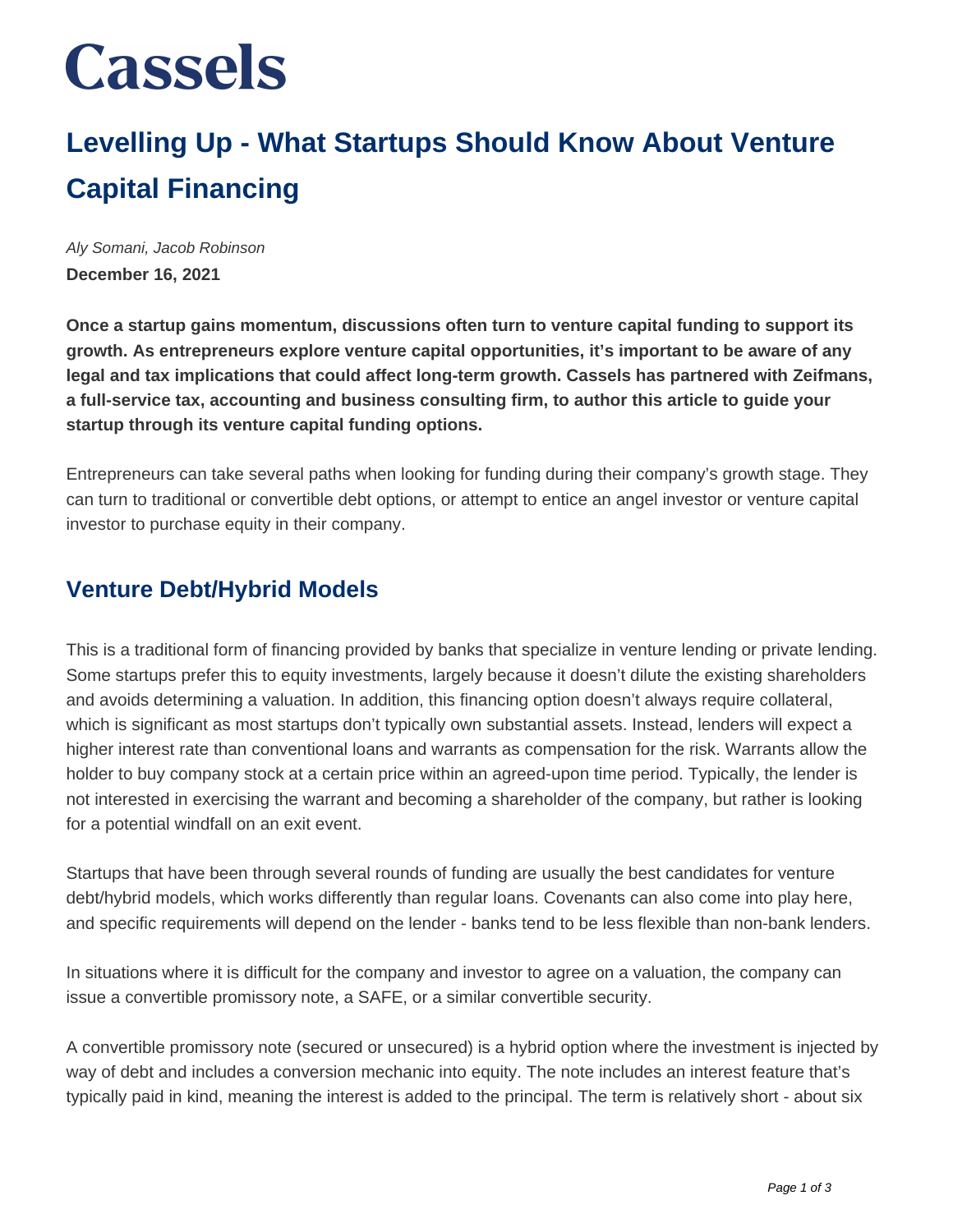# Cassels

## Levelling Up - What Startups Should Know About Venture Capital Financing

*Aly Somani, Jacob Robinson*

**December 16, 2021**

**Once a startup gains momentum, discussions often turn to venture capital funding to support its growth. As entrepreneurs explore venture capital opportunities, it's important to be aware of any legal and tax implications that could affect long-term growth. Cassels has partnered with Zeifmans, a full-service tax, accounting and business consulting firm, to author this article to guide your startup through its venture capital funding options.**

Entrepreneurs can take several paths when looking for funding during their company's growth stage. They can turn to traditional or convertible debt options, or attempt to entice an angel investor or venture capital investor to purchase equity in their company.

### Venture Debt/Hybrid Models

This is a traditional form of financing provided by banks that specialize in venture lending or private lending. Some startups prefer this to equity investments, largely because it doesn't dilute the existing shareholders and avoids determining a valuation. In addition, this financing option doesn't always require collateral, which is significant as most startups don't typically own substantial assets. Instead, lenders will expect a higher interest rate than conventional loans and warrants as compensation for the risk. Warrants allow the holder to buy company stock at a certain price within an agreed-upon time period. Typically, the lender is not interested in exercising the warrant and becoming a shareholder of the company, but rather is looking for a potential windfall on an exit event.

Startups that have been through several rounds of funding are usually the best candidates for venture debt/hybrid models, which works differently than regular loans. Covenants can also come into play here, and specific requirements will depend on the lender - banks tend to be less flexible than non-bank lenders.

In situations where it is difficult for the company and investor to agree on a valuation, the company can issue a convertible promissory note, a SAFE, or a similar convertible security.

A convertible promissory note (secured or unsecured) is a hybrid option where the investment is injected by way of debt and includes a conversion mechanic into equity. The note includes an interest feature that's typically paid in kind, meaning the interest is added to the principal. The term is relatively short - about six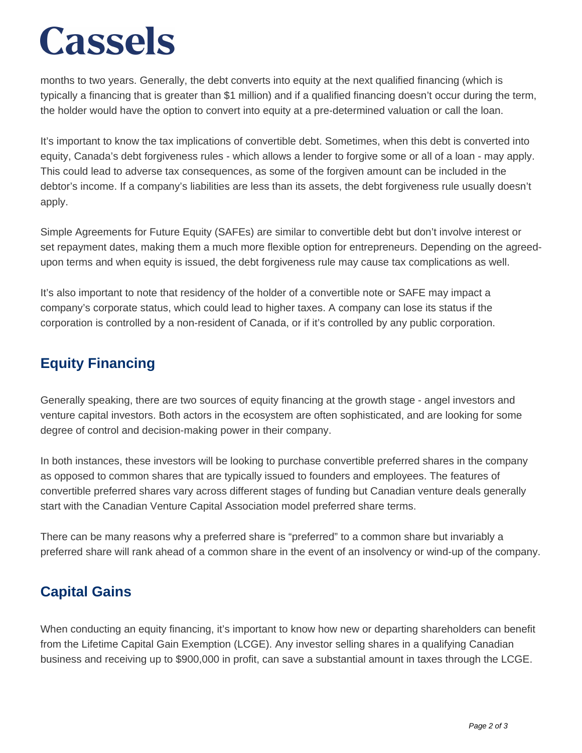months to two years. Generally, the debt converts into equity at the next qualified financing (which is typically a financing that is greater than $1 million) and if a qualified financing doesn't occur during the term, the holder would have the option to convert into equity at a pre-determined valuation or call the loan.

It's important to know the tax implications of convertible debt. Sometimes, when this debt is converted into equity, Canada's debt forgiveness rules - which allows a lender to forgive some or all of a loan - may apply. This could lead to adverse tax consequences, as some of the forgiven amount can be included in the debtor's income. If a company's liabilities are less than its assets, the debt forgiveness rule usually doesn't apply.

Simple Agreements for Future Equity (SAFEs) are similar to convertible debt but don't involve interest or set repayment dates, making them a much more flexible option for entrepreneurs. Depending on the agreed-upon terms and when equity is issued, the debt forgiveness rule may cause tax complications as well.

It's also important to note that residency of the holder of a convertible note or SAFE may impact a company's corporate status, which could lead to higher taxes. A company can lose its status if the corporation is controlled by a non-resident of Canada, or if it's controlled by any public corporation.

## Equity Financing

Generally speaking, there are two sources of equity financing at the growth stage - angel investors and venture capital investors. Both actors in the ecosystem are often sophisticated, and are looking for some degree of control and decision-making power in their company.

In both instances, these investors will be looking to purchase convertible preferred shares in the company as opposed to common shares that are typically issued to founders and employees. The features of convertible preferred shares vary across different stages of funding but Canadian venture deals generally start with the Canadian Venture Capital Association model preferred share terms.

There can be many reasons why a preferred share is "preferred" to a common share but invariably a preferred share will rank ahead of a common share in the event of an insolvency or wind-up of the company.

## Capital Gains

When conducting an equity financing, it's important to know how new or departing shareholders can benefit from the Lifetime Capital Gain Exemption (LCGE). Any investor selling shares in a qualifying Canadian business and receiving up to $900,000 in profit, can save a substantial amount in taxes through the LCGE.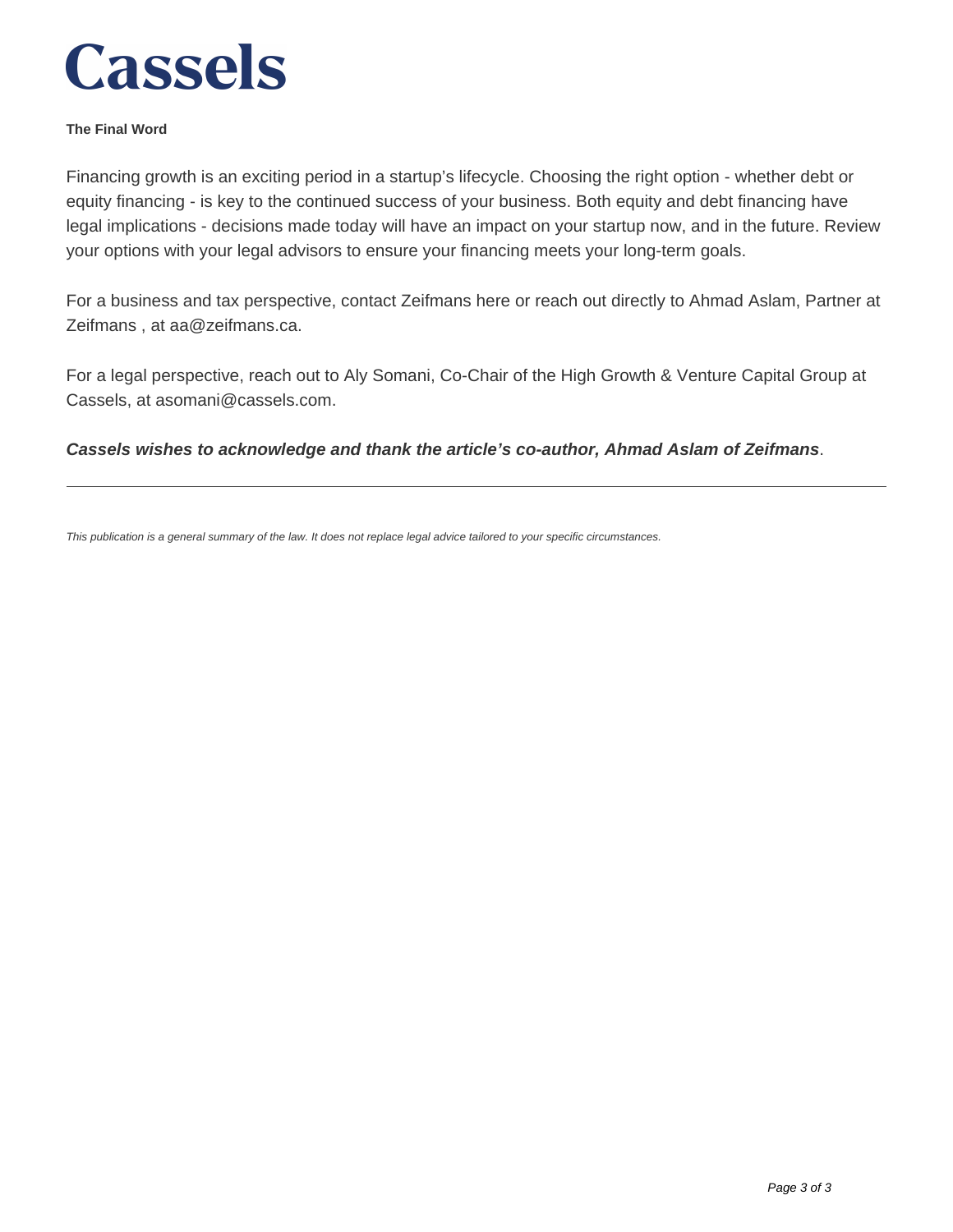**The Final Word**

Financing growth is an exciting period in a startup's lifecycle. Choosing the right option - whether debt or equity financing - is key to the continued success of your business. Both equity and debt financing have legal implications - decisions made today will have an impact on your startup now, and in the future. Review your options with your legal advisors to ensure your financing meets your long-term goals.

For a business and tax perspective, contact Zeifmans here or reach out directly to Ahmad Aslam, Partner at Zeifmans , at aa@zeifmans.ca.

For a legal perspective, reach out to Aly Somani, Co-Chair of the High Growth & Venture Capital Group at Cassels, at asomani@cassels.com.

***Cassels wishes to acknowledge and thank the article's co-author, Ahmad Aslam of Zeifmans***.

---

*This publication is a general summary of the law. It does not replace legal advice tailored to your specific circumstances.*